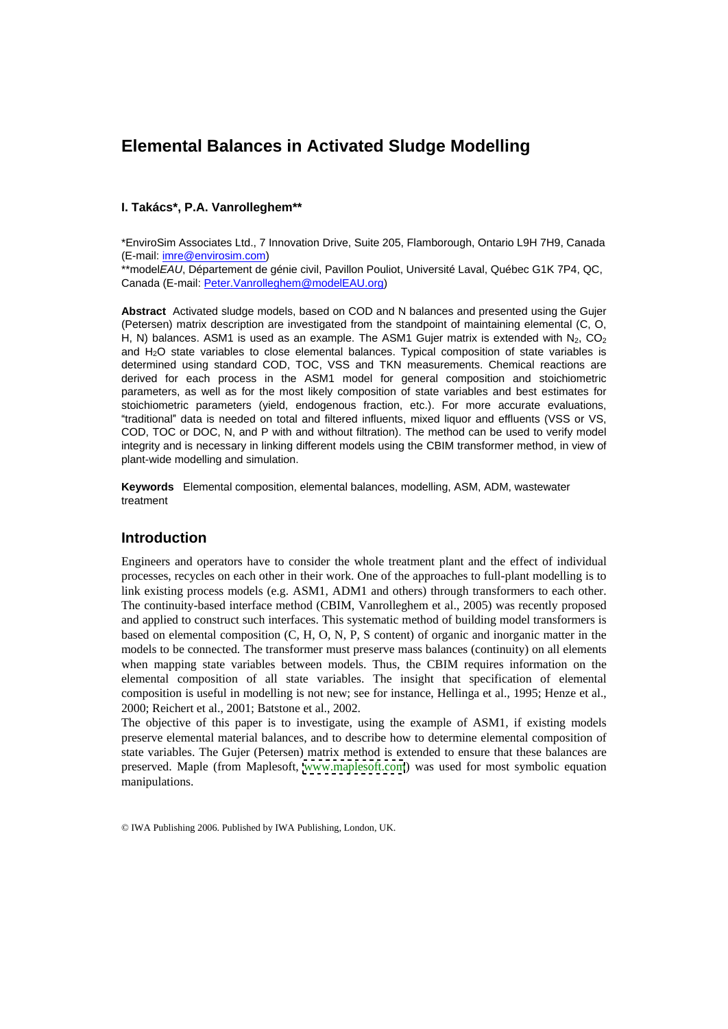# Elemental Balances in Activated Sludge Modelling

**I. Takács\*, P.A. Vanrolleghem\*\***

\*EnviroSim Associates Ltd., 7 Innovation Drive, Suite 205, Flamborough, Ontario L9H 7H9, Canada (E-mail: imre@envirosim.com)
\*\*model*EAU*, Département de génie civil, Pavillon Pouliot, Université Laval, Québec G1K 7P4, QC, Canada (E-mail: Peter.Vanrolleghem@modelEAU.org)

**Abstract** Activated sludge models, based on COD and N balances and presented using the Gujer (Petersen) matrix description are investigated from the standpoint of maintaining elemental (C, O, H, N) balances. ASM1 is used as an example. The ASM1 Gujer matrix is extended with $N_2$, $CO_2$ and $H_2O$ state variables to close elemental balances. Typical composition of state variables is determined using standard COD, TOC, VSS and TKN measurements. Chemical reactions are derived for each process in the ASM1 model for general composition and stoichiometric parameters, as well as for the most likely composition of state variables and best estimates for stoichiometric parameters (yield, endogenous fraction, etc.). For more accurate evaluations, "traditional" data is needed on total and filtered influents, mixed liquor and effluents (VSS or VS, COD, TOC or DOC, N, and P with and without filtration). The method can be used to verify model integrity and is necessary in linking different models using the CBIM transformer method, in view of plant-wide modelling and simulation.

**Keywords** Elemental composition, elemental balances, modelling, ASM, ADM, wastewater treatment

## Introduction

Engineers and operators have to consider the whole treatment plant and the effect of individual processes, recycles on each other in their work. One of the approaches to full-plant modelling is to link existing process models (e.g. ASM1, ADM1 and others) through transformers to each other. The continuity-based interface method (CBIM, Vanrolleghem et al., 2005) was recently proposed and applied to construct such interfaces. This systematic method of building model transformers is based on elemental composition (C, H, O, N, P, S content) of organic and inorganic matter in the models to be connected. The transformer must preserve mass balances (continuity) on all elements when mapping state variables between models. Thus, the CBIM requires information on the elemental composition of all state variables. The insight that specification of elemental composition is useful in modelling is not new; see for instance, Hellinga et al., 1995; Henze et al., 2000; Reichert et al., 2001; Batstone et al., 2002.

The objective of this paper is to investigate, using the example of ASM1, if existing models preserve elemental material balances, and to describe how to determine elemental composition of state variables. The Gujer (Petersen) matrix method is extended to ensure that these balances are preserved. Maple (from Maplesoft, www.maplesoft.com) was used for most symbolic equation manipulations.

© IWA Publishing 2006. Published by IWA Publishing, London, UK.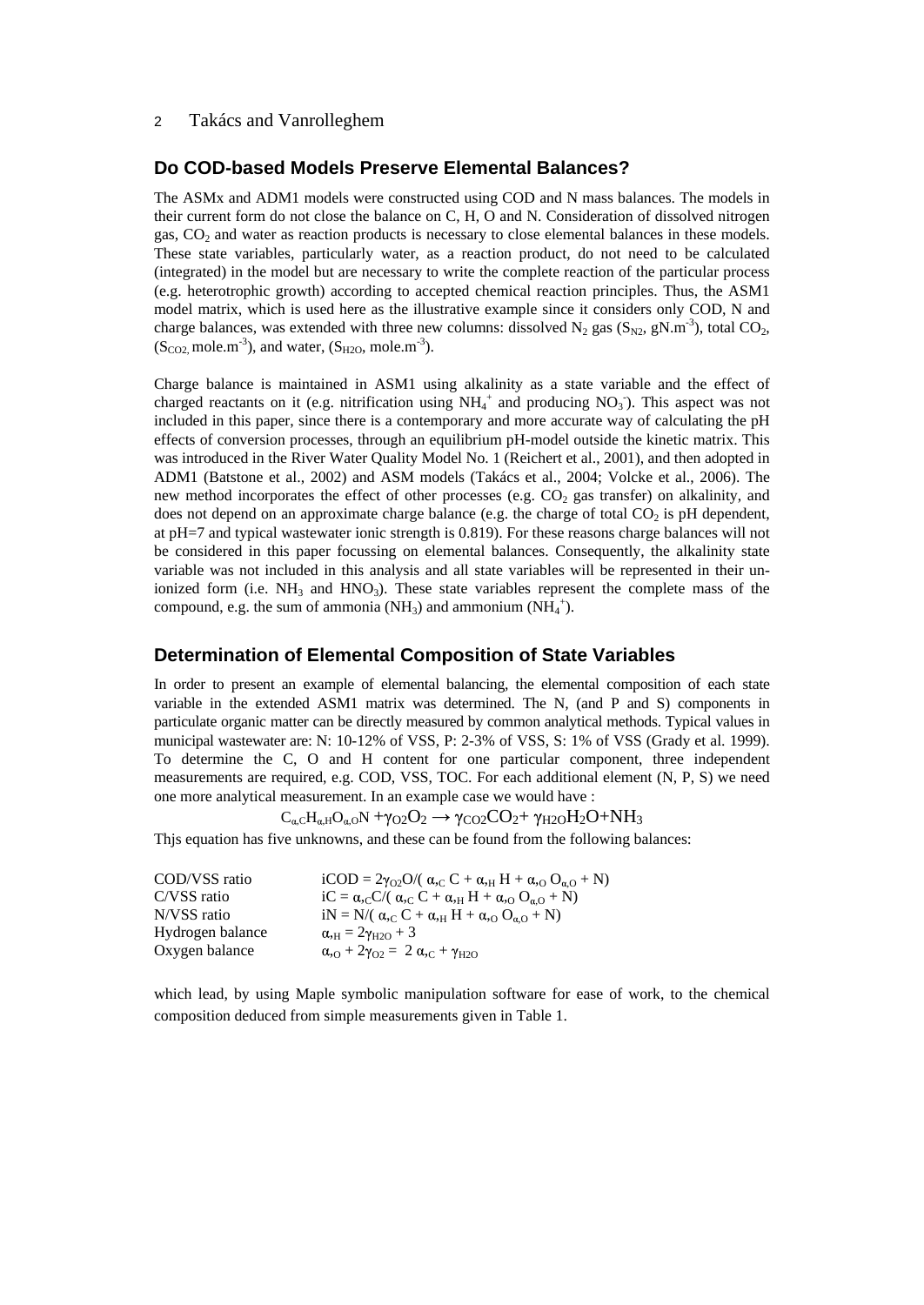## Do COD-based Models Preserve Elemental Balances?

The ASMx and ADM1 models were constructed using COD and N mass balances. The models in their current form do not close the balance on C, H, O and N. Consideration of dissolved nitrogen gas, $CO_2$ and water as reaction products is necessary to close elemental balances in these models. These state variables, particularly water, as a reaction product, do not need to be calculated (integrated) in the model but are necessary to write the complete reaction of the particular process (e.g. heterotrophic growth) according to accepted chemical reaction principles. Thus, the ASM1 model matrix, which is used here as the illustrative example since it considers only COD, N and charge balances, was extended with three new columns: dissolved $N_2$ gas ($S_{N2}$, $gN.m^{-3}$), total $CO_2$, ($S_{CO2}$, $mole.m^{-3}$), and water, ($S_{H2O}$, $mole.m^{-3}$).

Charge balance is maintained in ASM1 using alkalinity as a state variable and the effect of charged reactants on it (e.g. nitrification using $NH_4^+$ and producing $NO_3^-$). This aspect was not included in this paper, since there is a contemporary and more accurate way of calculating the pH effects of conversion processes, through an equilibrium pH-model outside the kinetic matrix. This was introduced in the River Water Quality Model No. 1 (Reichert et al., 2001), and then adopted in ADM1 (Batstone et al., 2002) and ASM models (Takács et al., 2004; Volcke et al., 2006). The new method incorporates the effect of other processes (e.g. $CO_2$ gas transfer) on alkalinity, and does not depend on an approximate charge balance (e.g. the charge of total $CO_2$ is pH dependent, at pH=7 and typical wastewater ionic strength is 0.819). For these reasons charge balances will not be considered in this paper focussing on elemental balances. Consequently, the alkalinity state variable was not included in this analysis and all state variables will be represented in their un-ionized form (i.e. $NH_3$ and $HNO_3$). These state variables represent the complete mass of the compound, e.g. the sum of ammonia ($NH_3$) and ammonium ($NH_4^+$).

## Determination of Elemental Composition of State Variables

In order to present an example of elemental balancing, the elemental composition of each state variable in the extended ASM1 matrix was determined. The N, (and P and S) components in particulate organic matter can be directly measured by common analytical methods. Typical values in municipal wastewater are: N: 10-12% of VSS, P: 2-3% of VSS, S: 1% of VSS (Grady et al. 1999). To determine the C, O and H content for one particular component, three independent measurements are required, e.g. COD, VSS, TOC. For each additional element (N, P, S) we need one more analytical measurement. In an example case we would have :

$$C_{\alpha,C}H_{\alpha,H}O_{\alpha,O}N + \gamma_{O2}O_2 \rightarrow \gamma_{CO2}CO_2 + \gamma_{H2O}H_2O + NH_3$$

Thjs equation has five unknowns, and these can be found from the following balances:

| | |
|---|---|
| COD/VSS ratio | $iCOD = 2\gamma_{O2}O/(\alpha_{,C}\, C + \alpha_{,H}\, H + \alpha_{,O}\, O_{\alpha,O} + N)$ |
| C/VSS ratio | $iC = \alpha_{,C}C/(\alpha_{,C}\, C + \alpha_{,H}\, H + \alpha_{,O}\, O_{\alpha,O} + N)$ |
| N/VSS ratio | $iN = N/(\alpha_{,C}\, C + \alpha_{,H}\, H + \alpha_{,O}\, O_{\alpha,O} + N)$ |
| Hydrogen balance | $\alpha_{,H} = 2\gamma_{H2O} + 3$ |
| Oxygen balance | $\alpha_{,O} + 2\gamma_{O2} = 2\,\alpha_{,C} + \gamma_{H2O}$ |

which lead, by using Maple symbolic manipulation software for ease of work, to the chemical composition deduced from simple measurements given in Table 1.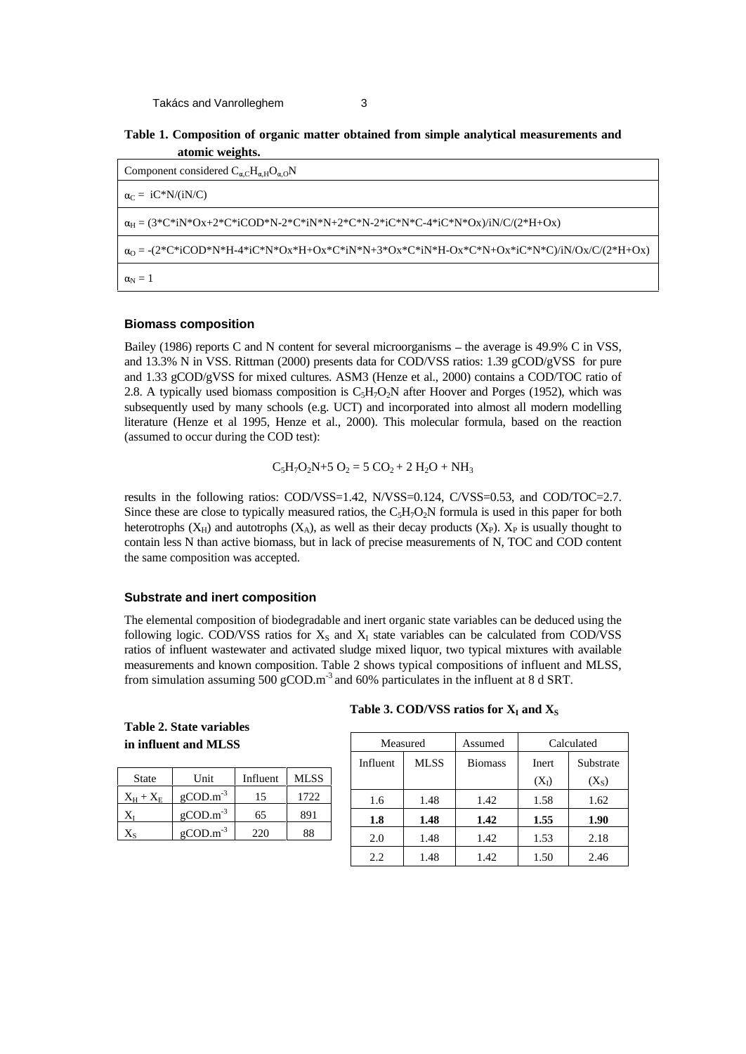**Table 1. Composition of organic matter obtained from simple analytical measurements and atomic weights.**

| Component considered $C_{\alpha,C}H_{\alpha,H}O_{\alpha,O}N$ |
|---|
| $\alpha_C$ = iC*N/(iN/C) |
| $\alpha_H$ = (3*C*iN*Ox+2*C*iCOD*N-2*C*iN*N+2*C*N-2*iC*N*C-4*iC*N*Ox)/iN/C/(2*H+Ox) |
| $\alpha_O$ = -(2*C*iCOD*N*H-4*iC*N*Ox*H+Ox*C*iN*N+3*Ox*C*iN*H-Ox*C*N+Ox*iC*N*C)/iN/Ox/C/(2*H+Ox) |
| $\alpha_N$ = 1 |

### Biomass composition

Bailey (1986) reports C and N content for several microorganisms – the average is 49.9% C in VSS, and 13.3% N in VSS. Rittman (2000) presents data for COD/VSS ratios: 1.39 gCOD/gVSS for pure and 1.33 gCOD/gVSS for mixed cultures. ASM3 (Henze et al., 2000) contains a COD/TOC ratio of 2.8. A typically used biomass composition is $C_5H_7O_2N$ after Hoover and Porges (1952), which was subsequently used by many schools (e.g. UCT) and incorporated into almost all modern modelling literature (Henze et al 1995, Henze et al., 2000). This molecular formula, based on the reaction (assumed to occur during the COD test):

$$C_5H_7O_2N + 5\ O_2 = 5\ CO_2 + 2\ H_2O + NH_3$$

results in the following ratios: COD/VSS=1.42, N/VSS=0.124, C/VSS=0.53, and COD/TOC=2.7. Since these are close to typically measured ratios, the $C_5H_7O_2N$ formula is used in this paper for both heterotrophs ($X_H$) and autotrophs ($X_A$), as well as their decay products ($X_P$). $X_P$ is usually thought to contain less N than active biomass, but in lack of precise measurements of N, TOC and COD content the same composition was accepted.

### Substrate and inert composition

The elemental composition of biodegradable and inert organic state variables can be deduced using the following logic. COD/VSS ratios for $X_S$ and $X_I$ state variables can be calculated from COD/VSS ratios of influent wastewater and activated sludge mixed liquor, two typical mixtures with available measurements and known composition. Table 2 shows typical compositions of influent and MLSS, from simulation assuming 500 $gCOD.m^{-3}$ and 60% particulates in the influent at 8 d SRT.

**Table 2. State variables in influent and MLSS**

| State | Unit | Influent | MLSS |
|---|---|---|---|
| $X_H + X_E$ | $gCOD.m^{-3}$ | 15 | 1722 |
| $X_I$ | $gCOD.m^{-3}$ | 65 | 891 |
| $X_S$ | $gCOD.m^{-3}$ | 220 | 88 |

**Table 3. COD/VSS ratios for $X_I$ and $X_S$**

| Measured | | Assumed | Calculated | |
|---|---|---|---|---|
| Influent | MLSS | Biomass | Inert ($X_I$) | Substrate ($X_S$) |
| 1.6 | 1.48 | 1.42 | 1.58 | 1.62 |
| **1.8** | **1.48** | **1.42** | **1.55** | **1.90** |
| 2.0 | 1.48 | 1.42 | 1.53 | 2.18 |
| 2.2 | 1.48 | 1.42 | 1.50 | 2.46 |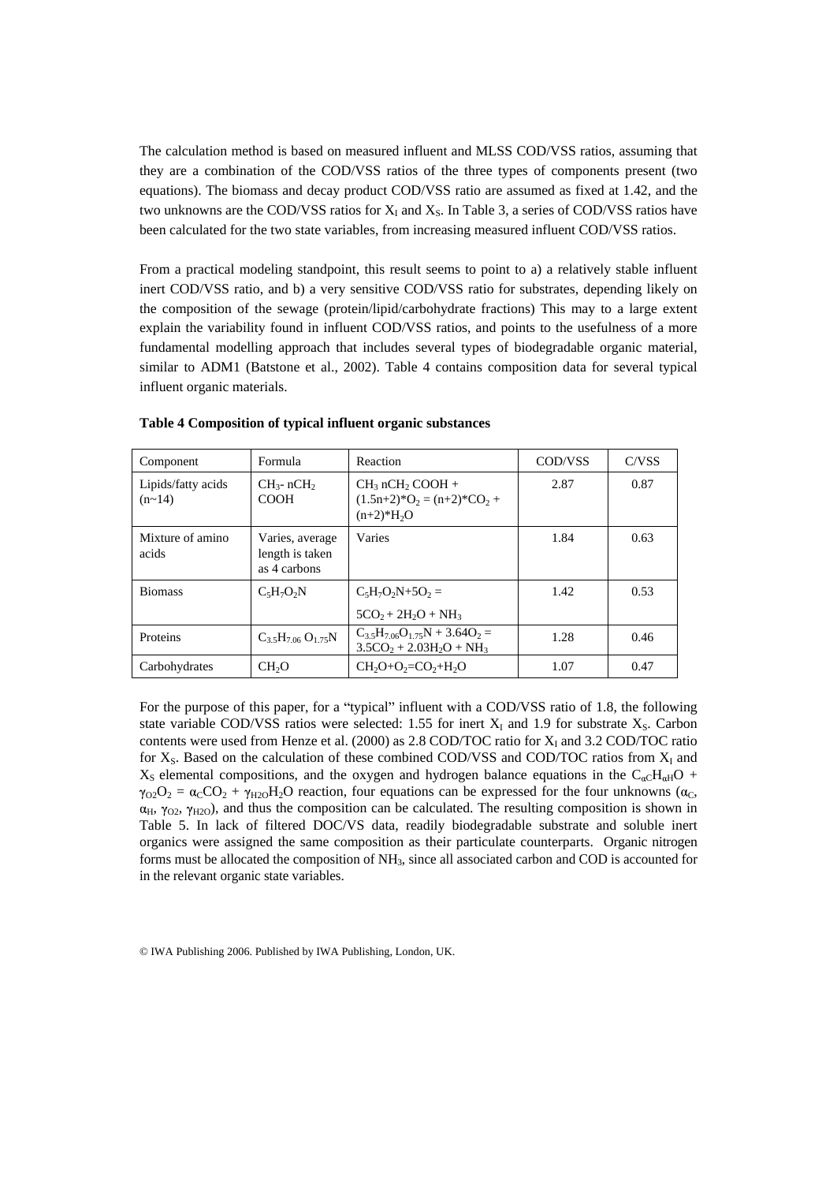The calculation method is based on measured influent and MLSS COD/VSS ratios, assuming that they are a combination of the COD/VSS ratios of the three types of components present (two equations). The biomass and decay product COD/VSS ratio are assumed as fixed at 1.42, and the two unknowns are the COD/VSS ratios for $X_I$ and $X_S$. In Table 3, a series of COD/VSS ratios have been calculated for the two state variables, from increasing measured influent COD/VSS ratios.

From a practical modeling standpoint, this result seems to point to a) a relatively stable influent inert COD/VSS ratio, and b) a very sensitive COD/VSS ratio for substrates, depending likely on the composition of the sewage (protein/lipid/carbohydrate fractions) This may to a large extent explain the variability found in influent COD/VSS ratios, and points to the usefulness of a more fundamental modelling approach that includes several types of biodegradable organic material, similar to ADM1 (Batstone et al., 2002). Table 4 contains composition data for several typical influent organic materials.

**Table 4 Composition of typical influent organic substances**

| Component | Formula | Reaction | COD/VSS | C/VSS |
|---|---|---|---|---|
| Lipids/fatty acids (n~14) | $CH_3$- $nCH_2$ COOH | $CH_3$ $nCH_2$ COOH + $(1.5n+2)*O_2 = (n+2)*CO_2 + (n+2)*H_2O$ | 2.87 | 0.87 |
| Mixture of amino acids | Varies, average length is taken as 4 carbons | Varies | 1.84 | 0.63 |
| Biomass | $C_5H_7O_2N$ | $C_5H_7O_2N+5O_2 = 5CO_2 + 2H_2O + NH_3$ | 1.42 | 0.53 |
| Proteins | $C_{3.5}H_{7.06}O_{1.75}N$ | $C_{3.5}H_{7.06}O_{1.75}N + 3.64O_2 = 3.5CO_2 + 2.03H_2O + NH_3$ | 1.28 | 0.46 |
| Carbohydrates | $CH_2O$ | $CH_2O+O_2=CO_2+H_2O$ | 1.07 | 0.47 |

For the purpose of this paper, for a "typical" influent with a COD/VSS ratio of 1.8, the following state variable COD/VSS ratios were selected: 1.55 for inert $X_I$ and 1.9 for substrate $X_S$. Carbon contents were used from Henze et al. (2000) as 2.8 COD/TOC ratio for $X_I$ and 3.2 COD/TOC ratio for $X_S$. Based on the calculation of these combined COD/VSS and COD/TOC ratios from $X_I$ and $X_S$ elemental compositions, and the oxygen and hydrogen balance equations in the $C_{\alpha C}H_{\alpha H}O + \gamma_{O2}O_2 = \alpha_C CO_2 + \gamma_{H2O}H_2O$ reaction, four equations can be expressed for the four unknowns ($\alpha_C$, $\alpha_H$, $\gamma_{O2}$, $\gamma_{H2O}$), and thus the composition can be calculated. The resulting composition is shown in Table 5. In lack of filtered DOC/VS data, readily biodegradable substrate and soluble inert organics were assigned the same composition as their particulate counterparts. Organic nitrogen forms must be allocated the composition of $NH_3$, since all associated carbon and COD is accounted for in the relevant organic state variables.

© IWA Publishing 2006. Published by IWA Publishing, London, UK.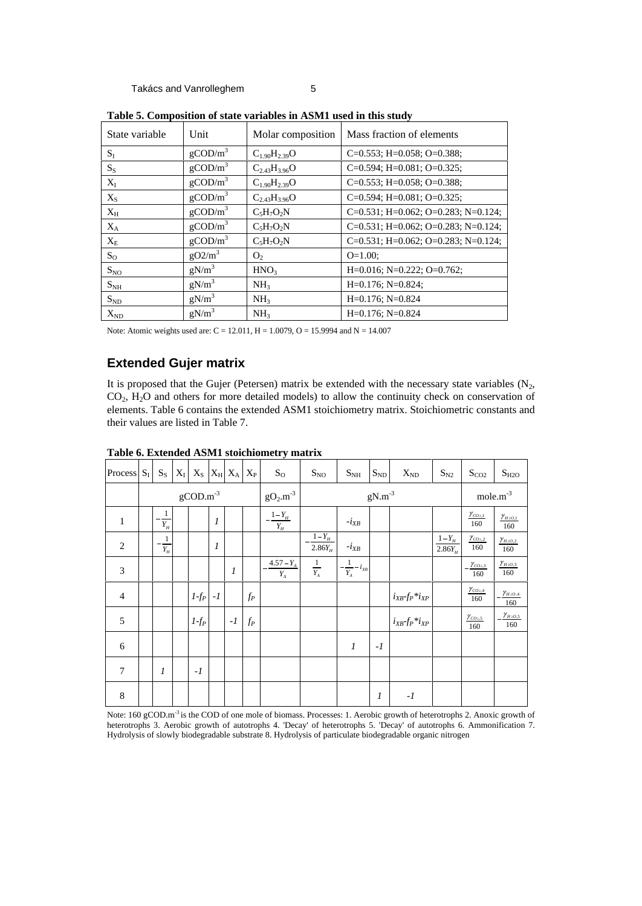**Table 5. Composition of state variables in ASM1 used in this study**

| State variable | Unit | Molar composition | Mass fraction of elements |
|---|---|---|---|
| $S_I$ | $gCOD/m^3$ | $C_{1.90}H_{2.39}O$ | C=0.553; H=0.058; O=0.388; |
| $S_S$ | $gCOD/m^3$ | $C_{2.43}H_{3.96}O$ | C=0.594; H=0.081; O=0.325; |
| $X_I$ | $gCOD/m^3$ | $C_{1.90}H_{2.39}O$ | C=0.553; H=0.058; O=0.388; |
| $X_S$ | $gCOD/m^3$ | $C_{2.43}H_{3.96}O$ | C=0.594; H=0.081; O=0.325; |
| $X_H$ | $gCOD/m^3$ | $C_5H_7O_2N$ | C=0.531; H=0.062; O=0.283; N=0.124; |
| $X_A$ | $gCOD/m^3$ | $C_5H_7O_2N$ | C=0.531; H=0.062; O=0.283; N=0.124; |
| $X_E$ | $gCOD/m^3$ | $C_5H_7O_2N$ | C=0.531; H=0.062; O=0.283; N=0.124; |
| $S_O$ | $gO2/m^3$ | $O_2$ | O=1.00; |
| $S_{NO}$ | $gN/m^3$ | $HNO_3$ | H=0.016; N=0.222; O=0.762; |
| $S_{NH}$ | $gN/m^3$ | $NH_3$ | H=0.176; N=0.824; |
| $S_{ND}$ | $gN/m^3$ | $NH_3$ | H=0.176; N=0.824 |
| $X_{ND}$ | $gN/m^3$ | $NH_3$ | H=0.176; N=0.824 |

Note: Atomic weights used are: C = 12.011, H = 1.0079, O = 15.9994 and N = 14.007

## Extended Gujer matrix

It is proposed that the Gujer (Petersen) matrix be extended with the necessary state variables ($N_2$, $CO_2$, $H_2O$ and others for more detailed models) to allow the continuity check on conservation of elements. Table 6 contains the extended ASM1 stoichiometry matrix. Stoichiometric constants and their values are listed in Table 7.

**Table 6. Extended ASM1 stoichiometry matrix**

| Process | $S_I$ | $S_S$ | $X_I$ | $X_S$ | $X_H$ | $X_A$ | $X_P$ | $S_O$ | $S_{NO}$ | $S_{NH}$ | $S_{ND}$ | $X_{ND}$ | $S_{N2}$ | $S_{CO2}$ | $S_{H2O}$ |
|---|---|---|---|---|---|---|---|---|---|---|---|---|---|---|---|
| | $gCOD.m^{-3}$ | | | | | | | $gO_2.m^{-3}$ | $gN.m^{-3}$ | | | | | $mole.m^{-3}$ | |
| 1 | | $-\frac{1}{Y_H}$ | | | $1$ | | | $-\frac{1-Y_H}{Y_H}$ | | $-i_{XB}$ | | | | $\frac{\gamma_{CO_2,1}}{160}$ | $\frac{\gamma_{H_2O,1}}{160}$ |
| 2 | | $-\frac{1}{Y_H}$ | | | $1$ | | | | $-\frac{1-Y_H}{2.86Y_H}$ | $-i_{XB}$ | | | $\frac{1-Y_H}{2.86Y_H}$ | $\frac{\gamma_{CO_2,2}}{160}$ | $\frac{\gamma_{H_2O,2}}{160}$ |
| 3 | | | | | | $1$ | | $-\frac{4.57-Y_A}{Y_A}$ | $\frac{1}{Y_A}$ | $-\frac{1}{Y_A}-i_{XB}$ | | | | $-\frac{\gamma_{CO_2,3}}{160}$ | $\frac{\gamma_{H_2O,3}}{160}$ |
| 4 | | | | $1-f_P$ | $-1$ | | $f_P$ | | | | | $i_{XB}-f_P*i_{XP}$ | | $\frac{\gamma_{CO_2,4}}{160}$ | $-\frac{\gamma_{H_2O,4}}{160}$ |
| 5 | | | | $1-f_P$ | | $-1$ | $f_P$ | | | | | $i_{XB}-f_P*i_{XP}$ | | $\frac{\gamma_{CO_2,5}}{160}$ | $-\frac{\gamma_{H_2O,5}}{160}$ |
| 6 | | | | | | | | | | $1$ | $-1$ | | | | |
| 7 | | $1$ | | $-1$ | | | | | | | | | | | |
| 8 | | | | | | | | | | | $1$ | $-1$ | | | |

Note: 160 $gCOD.m^{-3}$ is the COD of one mole of biomass. Processes: 1. Aerobic growth of heterotrophs 2. Anoxic growth of heterotrophs 3. Aerobic growth of autotrophs 4. 'Decay' of heterotrophs 5. 'Decay' of autotrophs 6. Ammonification 7. Hydrolysis of slowly biodegradable substrate 8. Hydrolysis of particulate biodegradable organic nitrogen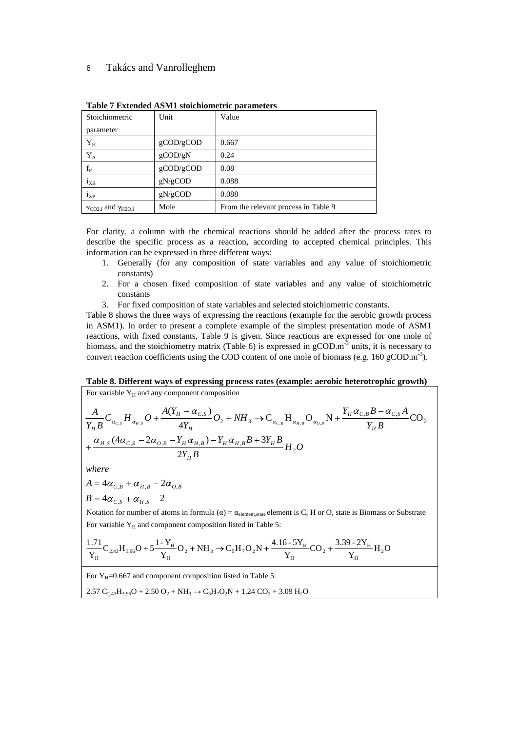**Table 7 Extended ASM1 stoichiometric parameters**

| Stoichiometric parameter | Unit | Value |
|---|---|---|
| $Y_H$ | gCOD/gCOD | 0.667 |
| $Y_A$ | gCOD/gN | 0.24 |
| $f_P$ | gCOD/gCOD | 0.08 |
| $i_{XB}$ | gN/gCOD | 0.088 |
| $i_{XP}$ | gN/gCOD | 0.088 |
| $\gamma_{CO2,i}$ and $\gamma_{H2O,i}$ | Mole | From the relevant process in Table 9 |

For clarity, a column with the chemical reactions should be added after the process rates to describe the specific process as a reaction, according to accepted chemical principles. This information can be expressed in three different ways:

1. Generally (for any composition of state variables and any value of stoichiometric constants)
2. For a chosen fixed composition of state variables and any value of stoichiometric constants
3. For fixed composition of state variables and selected stoichiometric constants.

Table 8 shows the three ways of expressing the reactions (example for the aerobic growth process in ASM1). In order to present a complete example of the simplest presentation mode of ASM1 reactions, with fixed constants, Table 9 is given. Since reactions are expressed for one mole of biomass, and the stoichiometry matrix (Table 6) is expressed in gCOD.m$^{-3}$ units, it is necessary to convert reaction coefficients using the COD content of one mole of biomass (e.g. 160 gCOD.m$^{-3}$).

**Table 8. Different ways of expressing process rates (example: aerobic heterotrophic growth)**

For variable $Y_H$ and any component composition

$$\frac{A}{Y_H B} C_{\alpha_{C,S}} H_{\alpha_{H,S}} O + \frac{A(Y_H - \alpha_{C,S})}{4Y_H} O_2 + NH_3 \rightarrow C_{\alpha_{C,B}} H_{\alpha_{H,B}} O_{\alpha_{O,B}} N + \frac{Y_H \alpha_{C,B} B - \alpha_{C,S} A}{Y_H B} CO_2$$

$$+ \frac{\alpha_{H,S}(4\alpha_{C,S} - 2\alpha_{O,B} - Y_H \alpha_{H,B}) - Y_H \alpha_{H,B} B + 3Y_H B}{2Y_H B} H_2O$$

*where*

$$A = 4\alpha_{C,B} + \alpha_{H,B} - 2\alpha_{O,B}$$

$$B = 4\alpha_{C,S} + \alpha_{H,S} - 2$$

Notation for number of atoms in formula ($\alpha$) = $\alpha_{element,state}$ element is C, H or O, state is Biomass or Substrate

For variable $Y_H$ and component composition listed in Table 5:

$$\frac{1.71}{Y_H} C_{2.43}H_{3.96}O + 5\frac{1 - Y_H}{Y_H} O_2 + NH_3 \rightarrow C_5H_7O_2N + \frac{4.16 - 5Y_H}{Y_H} CO_2 + \frac{3.39 - 2Y_H}{Y_H} H_2O$$

For $Y_H$=0.667 and component composition listed in Table 5:

$2.57\ C_{2.43}H_{3.96}O + 2.50\ O_2 + NH_3 \rightarrow C_5H_7O_2N + 1.24\ CO_2 + 3.09\ H_2O$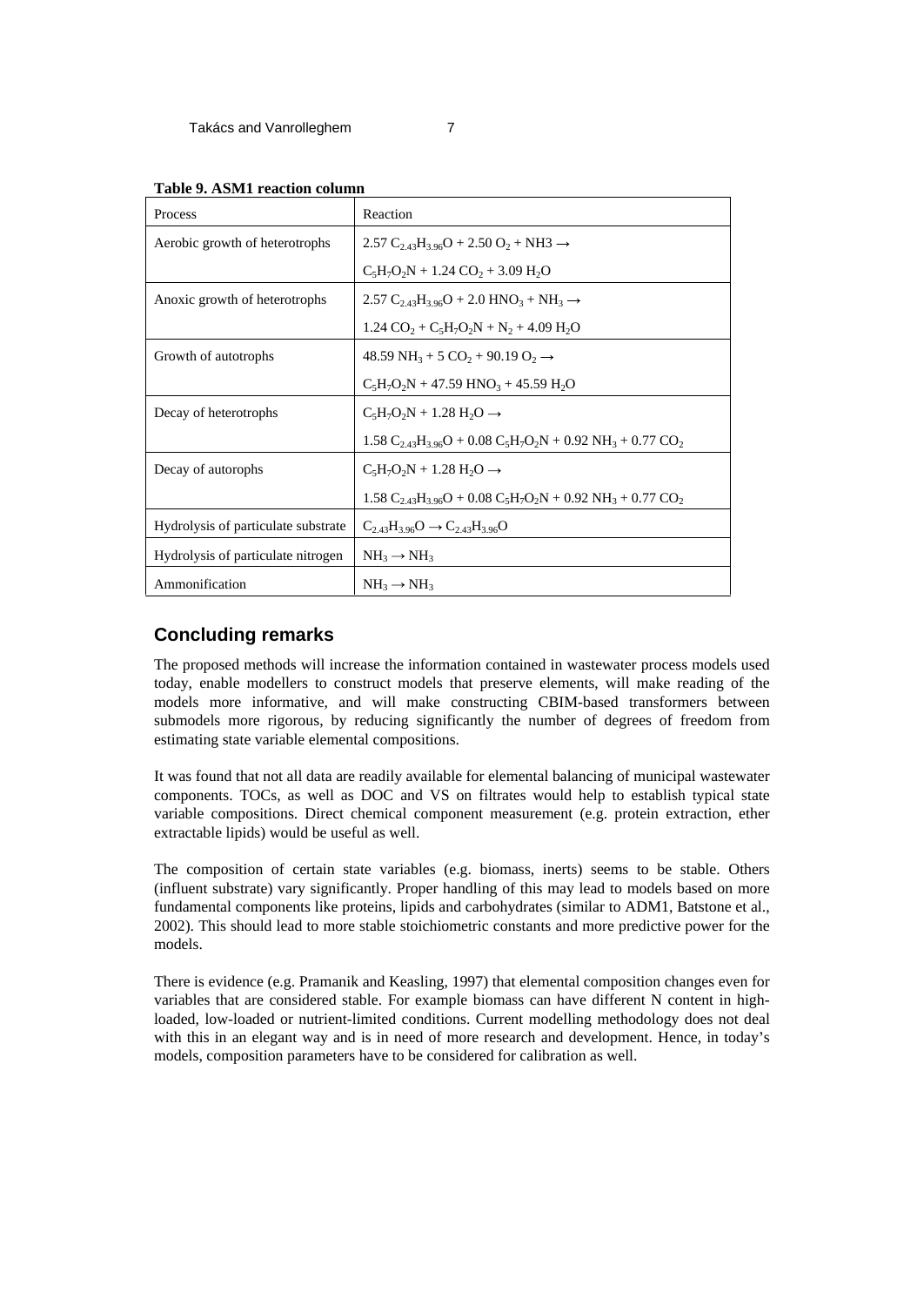**Table 9. ASM1 reaction column**

| Process | Reaction |
|---|---|
| Aerobic growth of heterotrophs | $2.57\ C_{2.43}H_{3.96}O + 2.50\ O_2 + NH3 \rightarrow$ |
| | $C_5H_7O_2N + 1.24\ CO_2 + 3.09\ H_2O$ |
| Anoxic growth of heterotrophs | $2.57\ C_{2.43}H_{3.96}O + 2.0\ HNO_3 + NH_3 \rightarrow$ |
| | $1.24\ CO_2 + C_5H_7O_2N + N_2 + 4.09\ H_2O$ |
| Growth of autotrophs | $48.59\ NH_3 + 5\ CO_2 + 90.19\ O_2 \rightarrow$ |
| | $C_5H_7O_2N + 47.59\ HNO_3 + 45.59\ H_2O$ |
| Decay of heterotrophs | $C_5H_7O_2N + 1.28\ H_2O \rightarrow$ |
| | $1.58\ C_{2.43}H_{3.96}O + 0.08\ C_5H_7O_2N + 0.92\ NH_3 + 0.77\ CO_2$ |
| Decay of autorophs | $C_5H_7O_2N + 1.28\ H_2O \rightarrow$ |
| | $1.58\ C_{2.43}H_{3.96}O + 0.08\ C_5H_7O_2N + 0.92\ NH_3 + 0.77\ CO_2$ |
| Hydrolysis of particulate substrate | $C_{2.43}H_{3.96}O \rightarrow C_{2.43}H_{3.96}O$ |
| Hydrolysis of particulate nitrogen | $NH_3 \rightarrow NH_3$ |
| Ammonification | $NH_3 \rightarrow NH_3$ |

## Concluding remarks

The proposed methods will increase the information contained in wastewater process models used today, enable modellers to construct models that preserve elements, will make reading of the models more informative, and will make constructing CBIM-based transformers between submodels more rigorous, by reducing significantly the number of degrees of freedom from estimating state variable elemental compositions.

It was found that not all data are readily available for elemental balancing of municipal wastewater components. TOCs, as well as DOC and VS on filtrates would help to establish typical state variable compositions. Direct chemical component measurement (e.g. protein extraction, ether extractable lipids) would be useful as well.

The composition of certain state variables (e.g. biomass, inerts) seems to be stable. Others (influent substrate) vary significantly. Proper handling of this may lead to models based on more fundamental components like proteins, lipids and carbohydrates (similar to ADM1, Batstone et al., 2002). This should lead to more stable stoichiometric constants and more predictive power for the models.

There is evidence (e.g. Pramanik and Keasling, 1997) that elemental composition changes even for variables that are considered stable. For example biomass can have different N content in high-loaded, low-loaded or nutrient-limited conditions. Current modelling methodology does not deal with this in an elegant way and is in need of more research and development. Hence, in today's models, composition parameters have to be considered for calibration as well.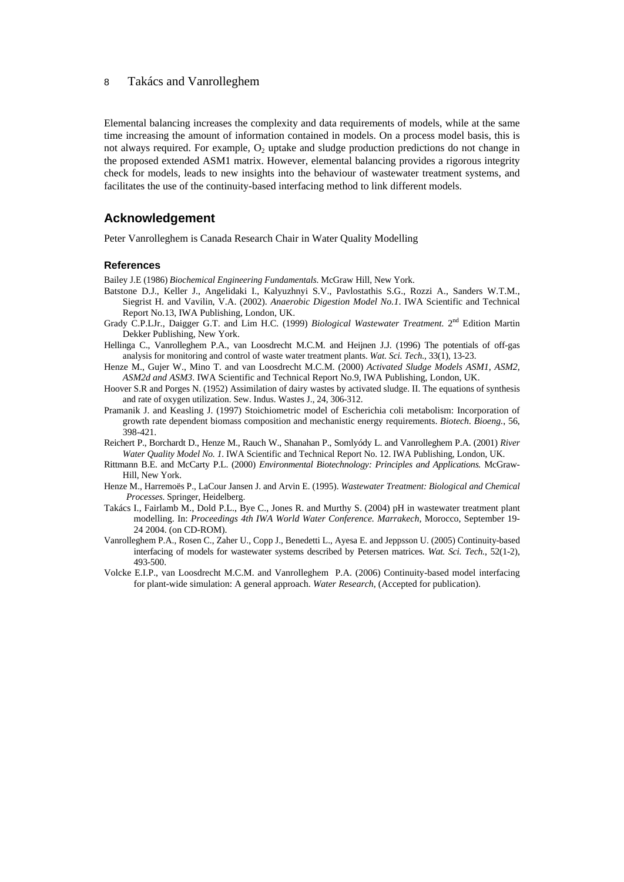Elemental balancing increases the complexity and data requirements of models, while at the same time increasing the amount of information contained in models. On a process model basis, this is not always required. For example, $O_2$ uptake and sludge production predictions do not change in the proposed extended ASM1 matrix. However, elemental balancing provides a rigorous integrity check for models, leads to new insights into the behaviour of wastewater treatment systems, and facilitates the use of the continuity-based interfacing method to link different models.

## Acknowledgement

Peter Vanrolleghem is Canada Research Chair in Water Quality Modelling

### References

Bailey J.E (1986) *Biochemical Engineering Fundamentals*. McGraw Hill, New York.

Batstone D.J., Keller J., Angelidaki I., Kalyuzhnyi S.V., Pavlostathis S.G., Rozzi A., Sanders W.T.M., Siegrist H. and Vavilin, V.A. (2002). *Anaerobic Digestion Model No.1*. IWA Scientific and Technical Report No.13, IWA Publishing, London, UK.

Grady C.P.LJr., Daigger G.T. and Lim H.C. (1999) *Biological Wastewater Treatment*. 2nd Edition Martin Dekker Publishing, New York.

Hellinga C., Vanrolleghem P.A., van Loosdrecht M.C.M. and Heijnen J.J. (1996) The potentials of off-gas analysis for monitoring and control of waste water treatment plants. *Wat. Sci. Tech.*, 33(1), 13-23.

Henze M., Gujer W., Mino T. and van Loosdrecht M.C.M. (2000) *Activated Sludge Models ASM1, ASM2, ASM2d and ASM3*. IWA Scientific and Technical Report No.9, IWA Publishing, London, UK.

Hoover S.R and Porges N. (1952) Assimilation of dairy wastes by activated sludge. II. The equations of synthesis and rate of oxygen utilization. Sew. Indus. Wastes J., 24, 306-312.

Pramanik J. and Keasling J. (1997) Stoichiometric model of Escherichia coli metabolism: Incorporation of growth rate dependent biomass composition and mechanistic energy requirements. *Biotech. Bioeng.*, 56, 398-421.

Reichert P., Borchardt D., Henze M., Rauch W., Shanahan P., Somlyódy L. and Vanrolleghem P.A. (2001) *River Water Quality Model No. 1*. IWA Scientific and Technical Report No. 12. IWA Publishing, London, UK.

Rittmann B.E. and McCarty P.L. (2000) *Environmental Biotechnology: Principles and Applications.* McGraw-Hill, New York.

Henze M., Harremoës P., LaCour Jansen J. and Arvin E. (1995). *Wastewater Treatment: Biological and Chemical Processes*. Springer, Heidelberg.

Takács I., Fairlamb M., Dold P.L., Bye C., Jones R. and Murthy S. (2004) pH in wastewater treatment plant modelling. In: *Proceedings 4th IWA World Water Conference. Marrakech,* Morocco, September 19-24 2004. (on CD-ROM).

Vanrolleghem P.A., Rosen C., Zaher U., Copp J., Benedetti L., Ayesa E. and Jeppsson U. (2005) Continuity-based interfacing of models for wastewater systems described by Petersen matrices. *Wat. Sci. Tech.*, 52(1-2), 493-500.

Volcke E.I.P., van Loosdrecht M.C.M. and Vanrolleghem P.A. (2006) Continuity-based model interfacing for plant-wide simulation: A general approach. *Water Research*, (Accepted for publication).